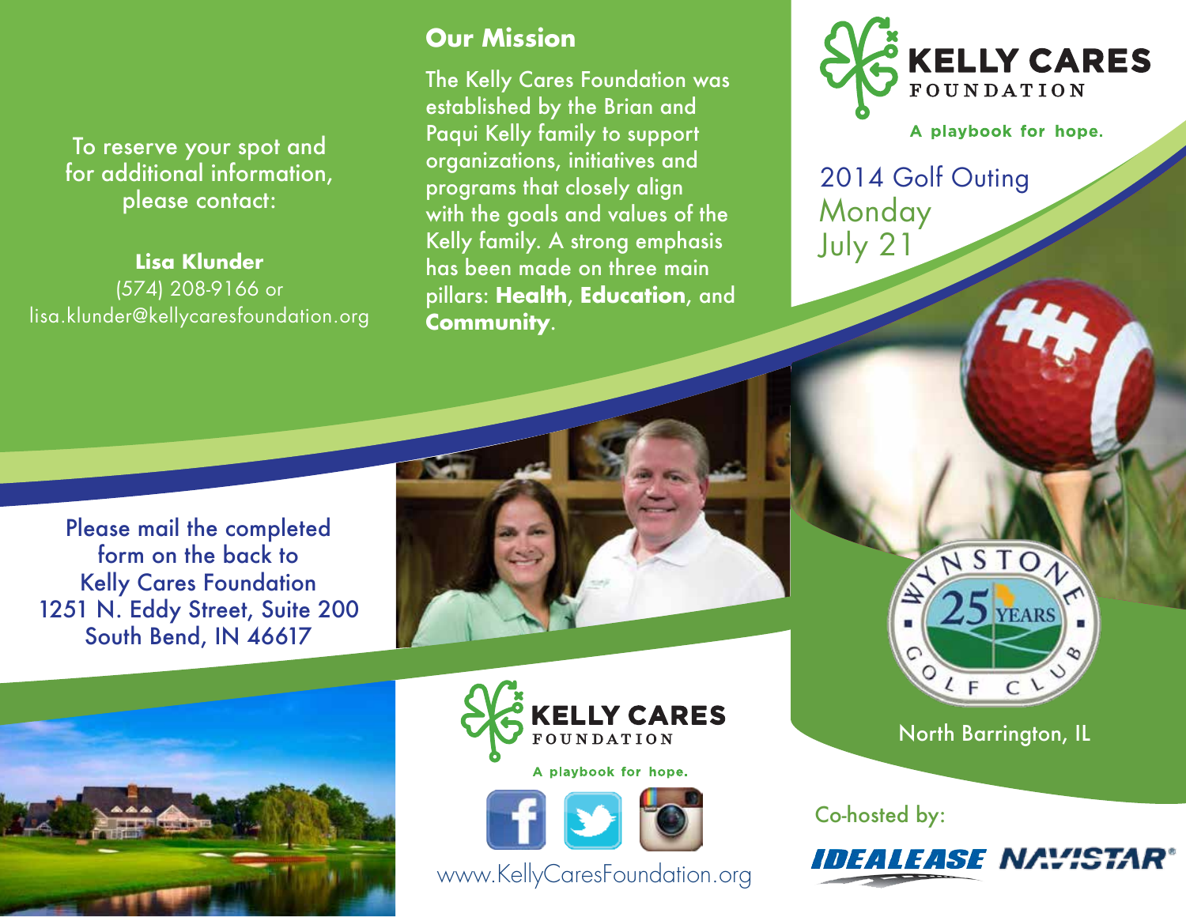To reserve your spot and for additional information, please contact:

**Lisa Klunder**
(574) 208-9166 or
lisa.klunder@kellycaresfoundation.org

## Our Mission

The Kelly Cares Foundation was established by the Brian and Paqui Kelly family to support organizations, initiatives and programs that closely align with the goals and values of the Kelly family. A strong emphasis has been made on three main pillars: **Health**, **Education**, and **Community**.

# KELLY CARES FOUNDATION

A playbook for hope.

## 2014 Golf Outing
Monday
July 21

Please mail the completed form on the back to
Kelly Cares Foundation
1251 N. Eddy Street, Suite 200
South Bend, IN 46617

Wynstone Golf Club 25 Years

North Barrington, IL

KELLY CARES FOUNDATION

A playbook for hope.

www.KellyCaresFoundation.org

Co-hosted by:

IDEALEASE NAVISTAR®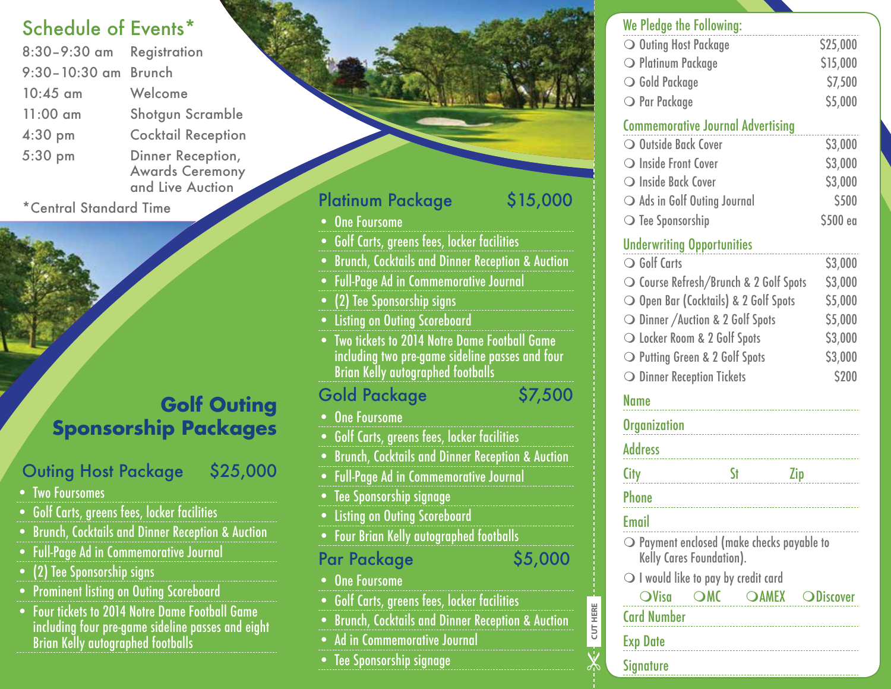## Schedule of Events*

| | |
|---|---|
| 8:30–9:30 am | Registration |
| 9:30–10:30 am | Brunch |
| 10:45 am | Welcome |
| 11:00 am | Shotgun Scramble |
| 4:30 pm | Cocktail Reception |
| 5:30 pm | Dinner Reception, Awards Ceremony and Live Auction |

*Central Standard Time

# Golf Outing Sponsorship Packages

### Outing Host Package $25,000

- Two Foursomes
- Golf Carts, greens fees, locker facilities
- Brunch, Cocktails and Dinner Reception & Auction
- Full-Page Ad in Commemorative Journal
- (2) Tee Sponsorship signs
- Prominent listing on Outing Scoreboard
- Four tickets to 2014 Notre Dame Football Game including four pre-game sideline passes and eight Brian Kelly autographed footballs

### Platinum Package $15,000

- One Foursome
- Golf Carts, greens fees, locker facilities
- Brunch, Cocktails and Dinner Reception & Auction
- Full-Page Ad in Commemorative Journal
- (2) Tee Sponsorship signs
- Listing on Outing Scoreboard
- Two tickets to 2014 Notre Dame Football Game including two pre-game sideline passes and four Brian Kelly autographed footballs

### Gold Package $7,500

- One Foursome
- Golf Carts, greens fees, locker facilities
- Brunch, Cocktails and Dinner Reception & Auction
- Full-Page Ad in Commemorative Journal
- Tee Sponsorship signage
- Listing on Outing Scoreboard
- Four Brian Kelly autographed footballs

### Par Package $5,000

- One Foursome
- Golf Carts, greens fees, locker facilities
- Brunch, Cocktails and Dinner Reception & Auction
- Ad in Commemorative Journal
- Tee Sponsorship signage

CUT HERE

### We Pledge the Following:

- ❍ Outing Host Package $25,000
- ❍ Platinum Package $15,000
- ❍ Gold Package $7,500
- ❍ Par Package $5,000

### Commemorative Journal Advertising

- ❍ Outside Back Cover $3,000
- ❍ Inside Front Cover $3,000
- ❍ Inside Back Cover $3,000
- ❍ Ads in Golf Outing Journal $500
- ❍ Tee Sponsorship $500 ea

### Underwriting Opportunities

- ❍ Golf Carts $3,000
- ❍ Course Refresh/Brunch & 2 Golf Spots $3,000
- ❍ Open Bar (Cocktails) & 2 Golf Spots $5,000
- ❍ Dinner /Auction & 2 Golf Spots $5,000
- ❍ Locker Room & 2 Golf Spots $3,000
- ❍ Putting Green & 2 Golf Spots $3,000
- ❍ Dinner Reception Tickets $200

Name

Organization

Address

City St Zip

Phone

Email

❍ Payment enclosed (make checks payable to Kelly Cares Foundation).

❍ I would like to pay by credit card
❍Visa ❍MC ❍AMEX ❍Discover

Card Number

Exp Date

Signature